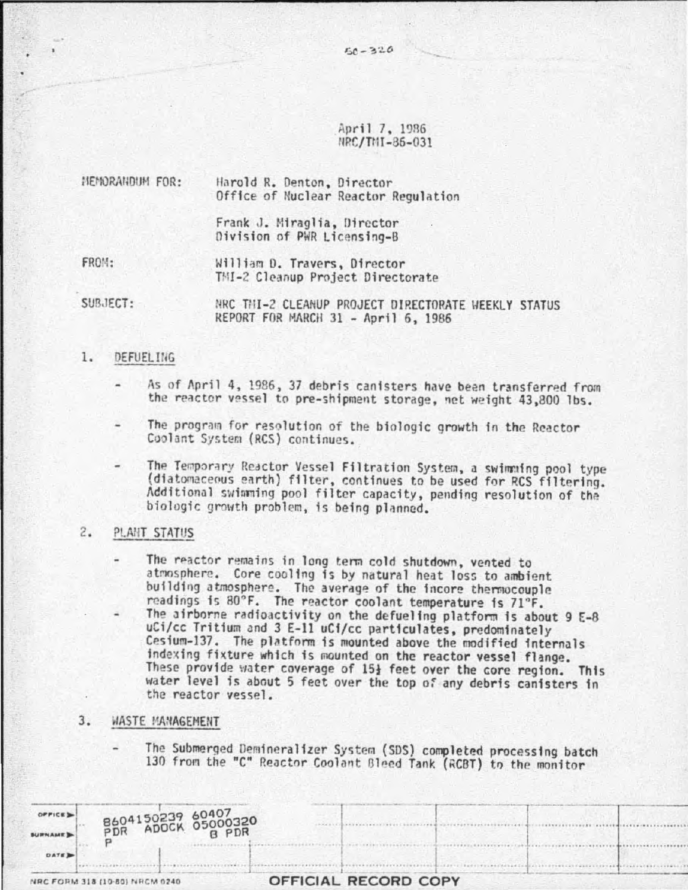50-320

April 7, 1986
NRC/TMI-86-031

MEMORANDUM FOR: Harold R. Denton, Director
Office of Nuclear Reactor Regulation

Frank J. Miraglia, Director
Division of PWR Licensing-B

FROM: William D. Travers, Director
TMI-2 Cleanup Project Directorate

SUBJECT: NRC TMI-2 CLEANUP PROJECT DIRECTORATE WEEKLY STATUS REPORT FOR MARCH 31 - April 6, 1986

## 1. DEFUELING

- As of April 4, 1986, 37 debris canisters have been transferred from the reactor vessel to pre-shipment storage, net weight 43,800 lbs.
- The program for resolution of the biologic growth in the Reactor Coolant System (RCS) continues.
- The Temporary Reactor Vessel Filtration System, a swimming pool type (diatomaceous earth) filter, continues to be used for RCS filtering. Additional swimming pool filter capacity, pending resolution of the biologic growth problem, is being planned.

## 2. PLANT STATUS

- The reactor remains in long term cold shutdown, vented to atmosphere. Core cooling is by natural heat loss to ambient building atmosphere. The average of the incore thermocouple readings is 80°F. The reactor coolant temperature is 71°F.
- The airborne radioactivity on the defueling platform is about 9 E-8 uCi/cc Tritium and 3 E-11 uCi/cc particulates, predominately Cesium-137. The platform is mounted above the modified internals indexing fixture which is mounted on the reactor vessel flange. These provide water coverage of 15½ feet over the core region. This water level is about 5 feet over the top of any debris canisters in the reactor vessel.

## 3. WASTE MANAGEMENT

- The Submerged Demineralizer System (SDS) completed processing batch 130 from the "C" Reactor Coolant Bleed Tank (RCBT) to the monitor

8604150239 860407
PDR ADOCK 05000320
P PDR

NRC FORM 318 (10-80) NRCM 0240

OFFICIAL RECORD COPY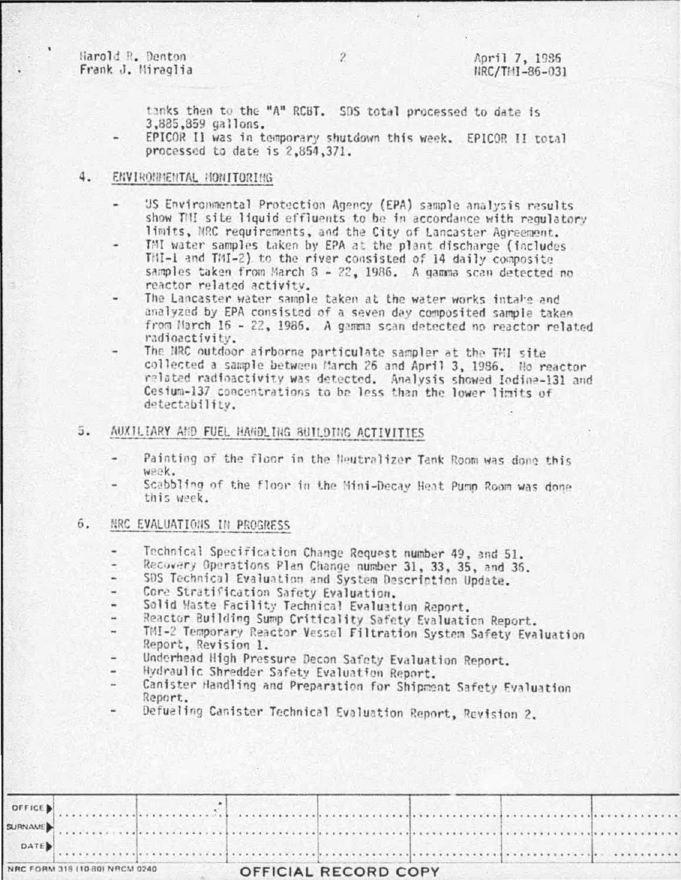tanks then to the "A" RCBT. SDS total processed to date is 3,885,859 gallons.

- EPICOR II was in temporary shutdown this week. EPICOR II total processed to date is 2,854,371.

4. ENVIRONMENTAL MONITORING

- US Environmental Protection Agency (EPA) sample analysis results show TMI site liquid effluents to be in accordance with regulatory limits, NRC requirements, and the City of Lancaster Agreement.
- TMI water samples taken by EPA at the plant discharge (includes TMI-1 and TMI-2) to the river consisted of 14 daily composite samples taken from March 8 - 22, 1986. A gamma scan detected no reactor related activity.
- The Lancaster water sample taken at the water works intake and analyzed by EPA consisted of a seven day composited sample taken from March 16 - 22, 1986. A gamma scan detected no reactor related radioactivity.
- The NRC outdoor airborne particulate sampler at the TMI site collected a sample between March 26 and April 3, 1986. No reactor related radioactivity was detected. Analysis showed Iodine-131 and Cesium-137 concentrations to be less than the lower limits of detectability.

5. AUXILIARY AND FUEL HANDLING BUILDING ACTIVITIES

- Painting of the floor in the Neutralizer Tank Room was done this week.
- Scabbling of the floor in the Mini-Decay Heat Pump Room was done this week.

6. NRC EVALUATIONS IN PROGRESS

- Technical Specification Change Request number 49, and 51.
- Recovery Operations Plan Change number 31, 33, 35, and 36.
- SDS Technical Evaluation and System Description Update.
- Core Stratification Safety Evaluation.
- Solid Waste Facility Technical Evaluation Report.
- Reactor Building Sump Criticality Safety Evaluation Report.
- TMI-2 Temporary Reactor Vessel Filtration System Safety Evaluation Report, Revision 1.
- Underhead High Pressure Decon Safety Evaluation Report.
- Hydraulic Shredder Safety Evaluation Report.
- Canister Handling and Preparation for Shipment Safety Evaluation Report.
- Defueling Canister Technical Evaluation Report, Revision 2.

| | | | | | | |
|---|---|---|---|---|---|---|
| OFFICE ▶ | | | | | | |
| SURNAME ▶ | | | | | | |
| DATE ▶ | | | | | | |

NRC FORM 318 (10-80) NRCM 0240

OFFICIAL RECORD COPY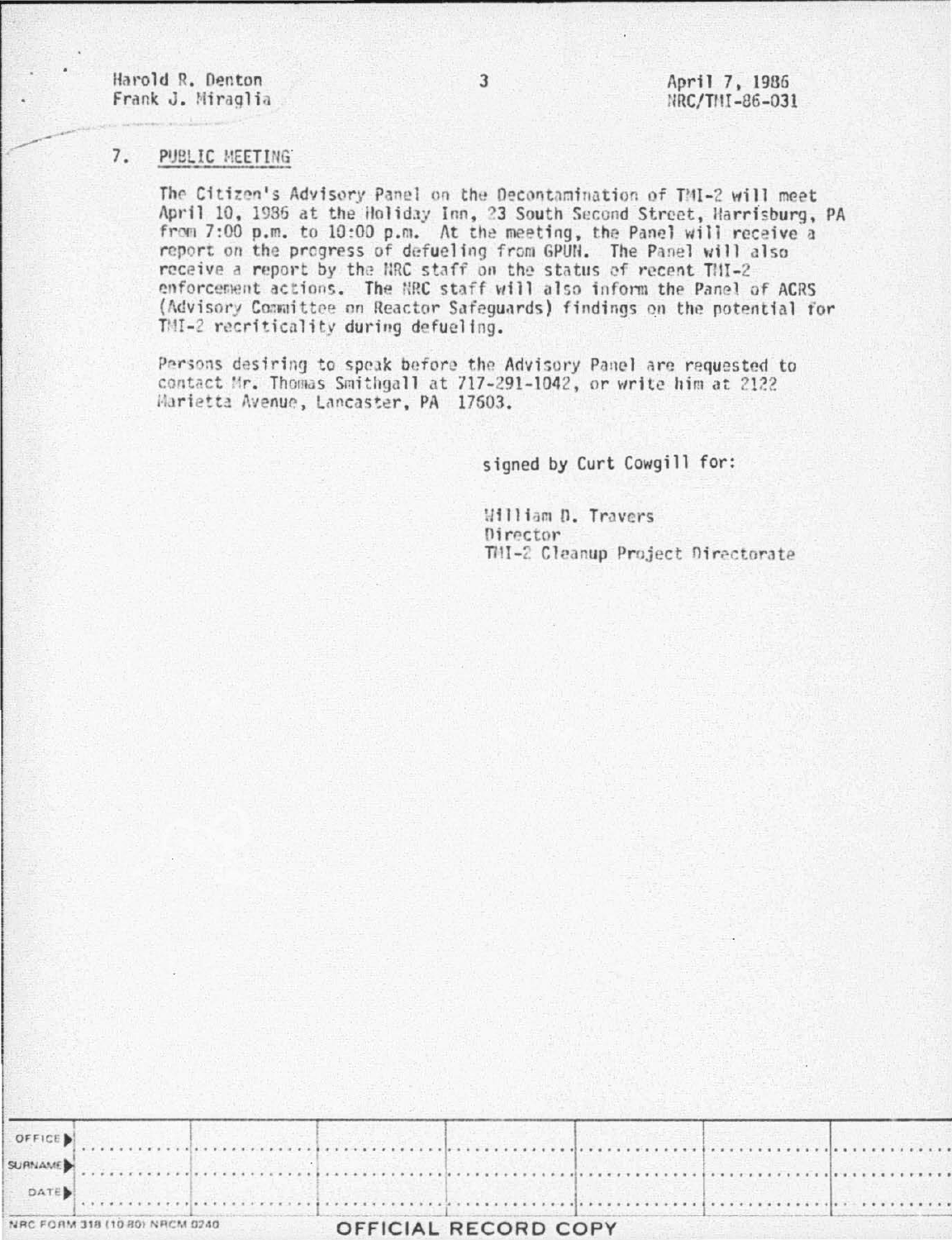## 7. PUBLIC MEETING

The Citizen's Advisory Panel on the Decontamination of TMI-2 will meet April 10, 1986 at the Holiday Inn, 23 South Second Street, Harrisburg, PA from 7:00 p.m. to 10:00 p.m. At the meeting, the Panel will receive a report on the progress of defueling from GPUN. The Panel will also receive a report by the NRC staff on the status of recent TMI-2 enforcement actions. The NRC staff will also inform the Panel of ACRS (Advisory Committee on Reactor Safeguards) findings on the potential for TMI-2 recriticality during defueling.

Persons desiring to speak before the Advisory Panel are requested to contact Mr. Thomas Smithgall at 717-291-1042, or write him at 2122 Marietta Avenue, Lancaster, PA 17603.

signed by Curt Cowgill for:

William D. Travers
Director
TMI-2 Cleanup Project Directorate

| | | | | | | | |
|---|---|---|---|---|---|---|---|
| OFFICE | | | | | | | |
| SURNAME | | | | | | | |
| DATE | | | | | | | |

NRC FORM 318 (10 80) NRCM 0240

OFFICIAL RECORD COPY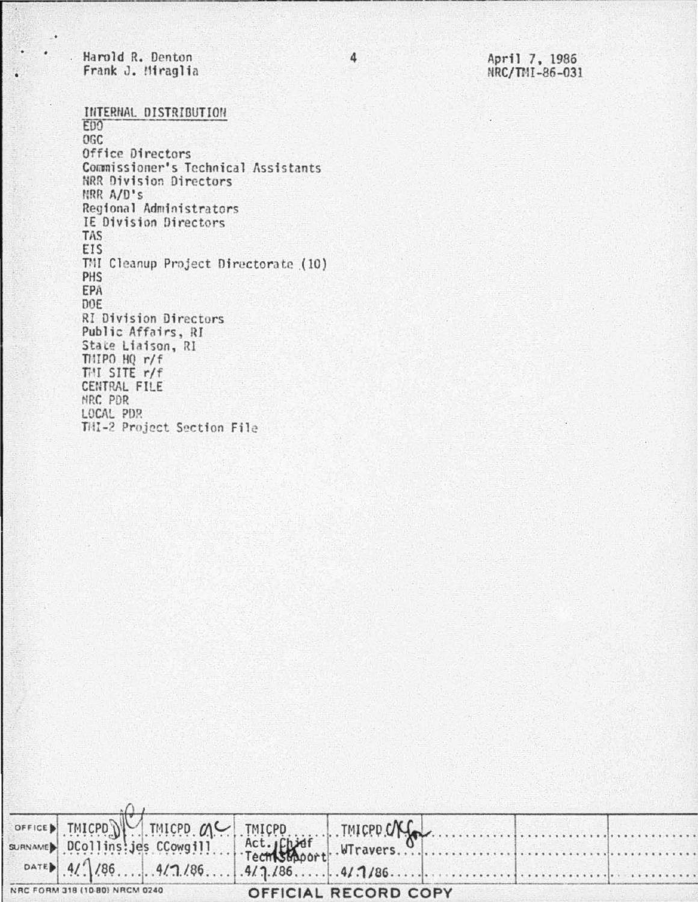Harold R. Denton
Frank J. Miraglia

April 7, 1986
NRC/TMI-86-031

INTERNAL DISTRIBUTION
EDO
OGC
Office Directors
Commissioner's Technical Assistants
NRR Division Directors
NRR A/D's
Regional Administrators
IE Division Directors
TAS
EIS
TMI Cleanup Project Directorate (10)
PHS
EPA
DOE
RI Division Directors
Public Affairs, RI
State Liaison, RI
TMIPO HQ r/f
TMI SITE r/f
CENTRAL FILE
NRC PDR
LOCAL PDR
TMI-2 Project Section File

| | | | | | | | |
|---|---|---|---|---|---|---|---|
| OFFICE ▶ | TMICPD | TMICPD | TMICPD | TMICPD | | | |
| SURNAME ▶ | DCollins:jes | CCowgill | Act. Chief Tech Support | WTravers | | | |
| DATE ▶ | 4/7/86 | 4/7/86 | 4/7/86 | 4/7/86 | | | |

NRC FORM 318 (10-80) NRCM 0240

OFFICIAL RECORD COPY